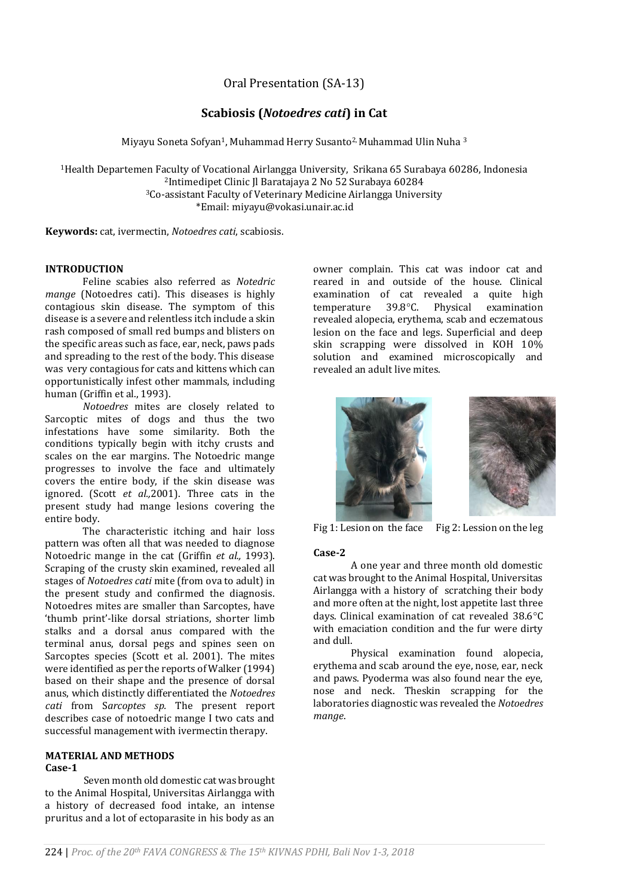Oral Presentation (SA-13)

# Scabiosis (*Notoedres cati*) in Cat

Miyayu Soneta Sofyan[1], Muhammad Herry Susanto[2], Muhammad Ulin Nuha [3]

[1]Health Departemen Faculty of Vocational Airlangga University, Srikana 65 Surabaya 60286, Indonesia
[2]Intimedipet Clinic Jl Baratajaya 2 No 52 Surabaya 60284
[3]Co-assistant Faculty of Veterinary Medicine Airlangga University
*Email: miyayu@vokasi.unair.ac.id

**Keywords:** cat, ivermectin, *Notoedres cati*, scabiosis.

## INTRODUCTION

Feline scabies also referred as *Notedric mange* (Notoedres cati). This diseases is highly contagious skin disease. The symptom of this disease is a severe and relentless itch include a skin rash composed of small red bumps and blisters on the specific areas such as face, ear, neck, paws pads and spreading to the rest of the body. This disease was very contagious for cats and kittens which can opportunistically infest other mammals, including human (Griffin et al., 1993).

*Notoedres* mites are closely related to Sarcoptic mites of dogs and thus the two infestations have some similarity. Both the conditions typically begin with itchy crusts and scales on the ear margins. The Notoedric mange progresses to involve the face and ultimately covers the entire body, if the skin disease was ignored. (Scott *et al.,*2001). Three cats in the present study had mange lesions covering the entire body.

The characteristic itching and hair loss pattern was often all that was needed to diagnose Notoedric mange in the cat (Griffin *et al.,* 1993). Scraping of the crusty skin examined, revealed all stages of *Notoedres cati* mite (from ova to adult) in the present study and confirmed the diagnosis. Notoedres mites are smaller than Sarcoptes, have 'thumb print'-like dorsal striations, shorter limb stalks and a dorsal anus compared with the terminal anus, dorsal pegs and spines seen on Sarcoptes species (Scott et al. 2001). The mites were identified as per the reports of Walker (1994) based on their shape and the presence of dorsal anus, which distinctly differentiated the *Notoedres cati* from *Sarcoptes sp.* The present report describes case of notoedric mange I two cats and successful management with ivermectin therapy.

## MATERIAL AND METHODS

### Case-1

Seven month old domestic cat was brought to the Animal Hospital, Universitas Airlangga with a history of decreased food intake, an intense pruritus and a lot of ectoparasite in his body as an owner complain. This cat was indoor cat and reared in and outside of the house. Clinical examination of cat revealed a quite high temperature 39.8°C. Physical examination revealed alopecia, erythema, scab and eczematous lesion on the face and legs. Superficial and deep skin scrapping were dissolved in KOH 10% solution and examined microscopically and revealed an adult live mites.

Fig 1: Lesion on the face Fig 2: Lession on the leg

### Case-2

A one year and three month old domestic cat was brought to the Animal Hospital, Universitas Airlangga with a history of scratching their body and more often at the night, lost appetite last three days. Clinical examination of cat revealed 38.6°C with emaciation condition and the fur were dirty and dull.

Physical examination found alopecia, erythema and scab around the eye, nose, ear, neck and paws. Pyoderma was also found near the eye, nose and neck. Theskin scrapping for the laboratories diagnostic was revealed the *Notoedres mange*.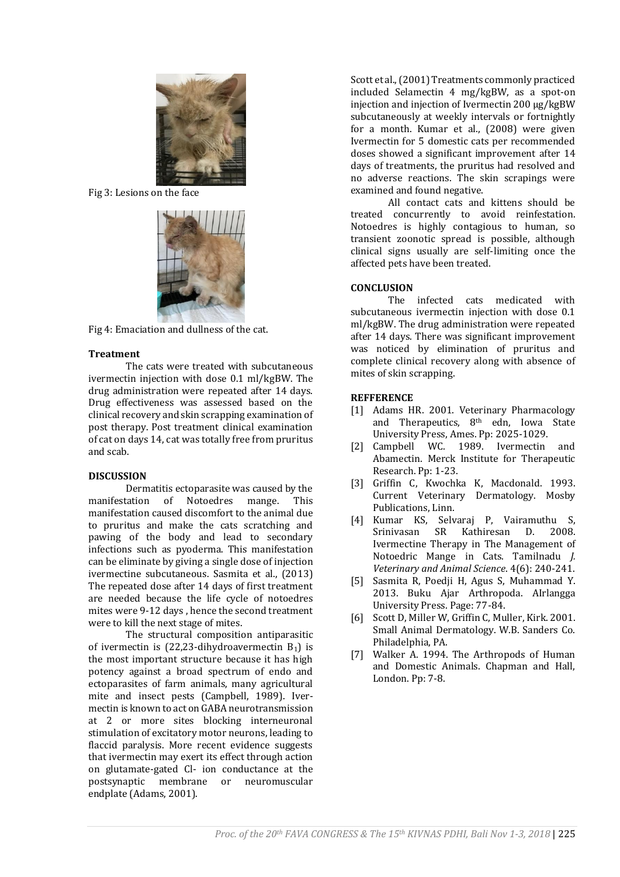Fig 3: Lesions on the face

Fig 4: Emaciation and dullness of the cat.

### Treatment

The cats were treated with subcutaneous ivermectin injection with dose 0.1 ml/kgBW. The drug administration were repeated after 14 days. Drug effectiveness was assessed based on the clinical recovery and skin scrapping examination of post therapy. Post treatment clinical examination of cat on days 14, cat was totally free from pruritus and scab.

### DISCUSSION

Dermatitis ectoparasite was caused by the manifestation of Notoedres mange. This manifestation caused discomfort to the animal due to pruritus and make the cats scratching and pawing of the body and lead to secondary infections such as pyoderma. This manifestation can be eliminate by giving a single dose of injection ivermectine subcutaneous. Sasmita et al., (2013) The repeated dose after 14 days of first treatment are needed because the life cycle of notoedres mites were 9-12 days , hence the second treatment were to kill the next stage of mites.

The structural composition antiparasitic of ivermectin is (22,23-dihydroavermectin $B_1$) is the most important structure because it has high potency against a broad spectrum of endo and ectoparasites of farm animals, many agricultural mite and insect pests (Campbell, 1989). Ivermectin is known to act on GABA neurotransmission at 2 or more sites blocking interneuronal stimulation of excitatory motor neurons, leading to flaccid paralysis. More recent evidence suggests that ivermectin may exert its effect through action on glutamate-gated Cl- ion conductance at the postsynaptic membrane or neuromuscular endplate (Adams, 2001).

Scott et al., (2001) Treatments commonly practiced included Selamectin 4 mg/kgBW, as a spot-on injection and injection of Ivermectin 200 μg/kgBW subcutaneously at weekly intervals or fortnightly for a month. Kumar et al., (2008) were given Ivermectin for 5 domestic cats per recommended doses showed a significant improvement after 14 days of treatments, the pruritus had resolved and no adverse reactions. The skin scrapings were examined and found negative.

All contact cats and kittens should be treated concurrently to avoid reinfestation. Notoedres is highly contagious to human, so transient zoonotic spread is possible, although clinical signs usually are self-limiting once the affected pets have been treated.

### CONCLUSION

The infected cats medicated with subcutaneous ivermectin injection with dose 0.1 ml/kgBW. The drug administration were repeated after 14 days. There was significant improvement was noticed by elimination of pruritus and complete clinical recovery along with absence of mites of skin scrapping.

### REFFERENCE

[1] Adams HR. 2001. Veterinary Pharmacology and Therapeutics, 8th edn, Iowa State University Press, Ames. Pp: 2025-1029.

[2] Campbell WC. 1989. Ivermectin and Abamectin. Merck Institute for Therapeutic Research. Pp: 1-23.

[3] Griffin C, Kwochka K, Macdonald. 1993. Current Veterinary Dermatology. Mosby Publications, Linn.

[4] Kumar KS, Selvaraj P, Vairamuthu S, Srinivasan SR Kathiresan D. 2008. Ivermectine Therapy in The Management of Notoedric Mange in Cats. Tamilnadu *J. Veterinary and Animal Science*. 4(6): 240-241.

[5] Sasmita R, Poedji H, Agus S, Muhammad Y. 2013. Buku Ajar Arthropoda. AIrlangga University Press. Page: 77-84.

[6] Scott D, Miller W, Griffin C, Muller, Kirk. 2001. Small Animal Dermatology. W.B. Sanders Co. Philadelphia, PA.

[7] Walker A. 1994. The Arthropods of Human and Domestic Animals. Chapman and Hall, London. Pp: 7-8.